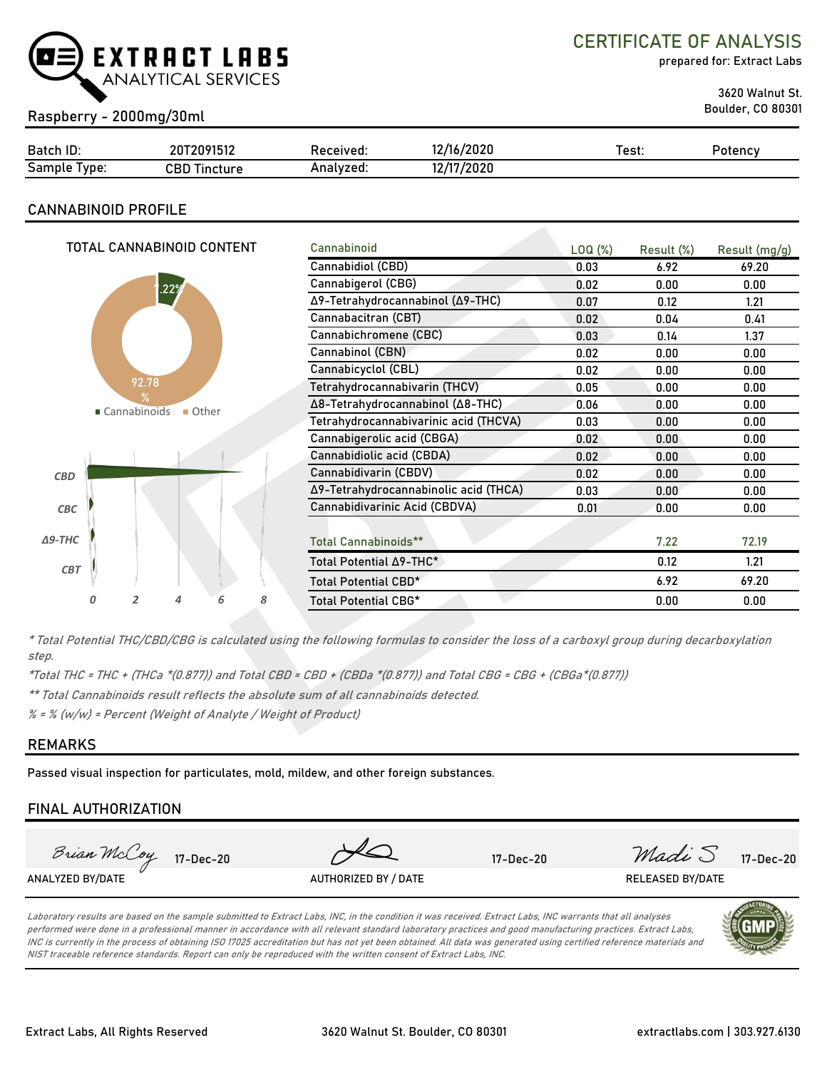EXTRACT LABS ANALYTICAL SERVICES

# CERTIFICATE OF ANALYSIS

prepared for: Extract Labs

3620 Walnut St.
Boulder, CO 80301

Raspberry - 2000mg/30ml

| | | | | | |
|---|---|---|---|---|---|
| Batch ID: | 20T2091512 | Received: | 12/16/2020 | Test: | Potency |
| Sample Type: | CBD Tincture | Analyzed: | 12/17/2020 | | |

## CANNABINOID PROFILE

TOTAL CANNABINOID CONTENT

7.22%

92.78 %

Cannabinoids   Other

CBD
CBC
Δ9-THC
CBT
0 2 4 6 8

| Cannabinoid | LOQ (%) | Result (%) | Result (mg/g) |
|---|---|---|---|
| Cannabidiol (CBD) | 0.03 | 6.92 | 69.20 |
| Cannabigerol (CBG) | 0.02 | 0.00 | 0.00 |
| Δ9-Tetrahydrocannabinol (Δ9-THC) | 0.07 | 0.12 | 1.21 |
| Cannabacitran (CBT) | 0.02 | 0.04 | 0.41 |
| Cannabichromene (CBC) | 0.03 | 0.14 | 1.37 |
| Cannabinol (CBN) | 0.02 | 0.00 | 0.00 |
| Cannabicyclol (CBL) | 0.02 | 0.00 | 0.00 |
| Tetrahydrocannabivarin (THCV) | 0.05 | 0.00 | 0.00 |
| Δ8-Tetrahydrocannabinol (Δ8-THC) | 0.06 | 0.00 | 0.00 |
| Tetrahydrocannabivarinic acid (THCVA) | 0.03 | 0.00 | 0.00 |
| Cannabigerolic acid (CBGA) | 0.02 | 0.00 | 0.00 |
| Cannabidiolic acid (CBDA) | 0.02 | 0.00 | 0.00 |
| Cannabidivarin (CBDV) | 0.02 | 0.00 | 0.00 |
| Δ9-Tetrahydrocannabinolic acid (THCA) | 0.03 | 0.00 | 0.00 |
| Cannabidivarinic Acid (CBDVA) | 0.01 | 0.00 | 0.00 |
| Total Cannabinoids** | | 7.22 | 72.19 |
| Total Potential Δ9-THC* | | 0.12 | 1.21 |
| Total Potential CBD* | | 6.92 | 69.20 |
| Total Potential CBG* | | 0.00 | 0.00 |

*\* Total Potential THC/CBD/CBG is calculated using the following formulas to consider the loss of a carboxyl group during decarboxylation step.*

*\*Total THC = THC + (THCa \*(0.877)) and Total CBD = CBD + (CBDa \*(0.877)) and Total CBG = CBG + (CBGa\*(0.877))*

*\*\* Total Cannabinoids result reflects the absolute sum of all cannabinoids detected.*

*% = % (w/w) = Percent (Weight of Analyte / Weight of Product)*

## REMARKS

Passed visual inspection for particulates, mold, mildew, and other foreign substances.

## FINAL AUTHORIZATION

| | | |
|---|---|---|
| Brian McCoy 17-Dec-20 | 17-Dec-20 | Madi S 17-Dec-20 |
| ANALYZED BY/DATE | AUTHORIZED BY / DATE | RELEASED BY/DATE |

*Laboratory results are based on the sample submitted to Extract Labs, INC, in the condition it was received. Extract Labs, INC warrants that all analyses performed were done in a professional manner in accordance with all relevant standard laboratory practices and good manufacturing practices. Extract Labs, INC is currently in the process of obtaining ISO 17025 accreditation but has not yet been obtained. All data was generated using certified reference materials and NIST traceable reference standards. Report can only be reproduced with the written consent of Extract Labs, INC.*

Extract Labs, All Rights Reserved | 3620 Walnut St. Boulder, CO 80301 | extractlabs.com | 303.927.6130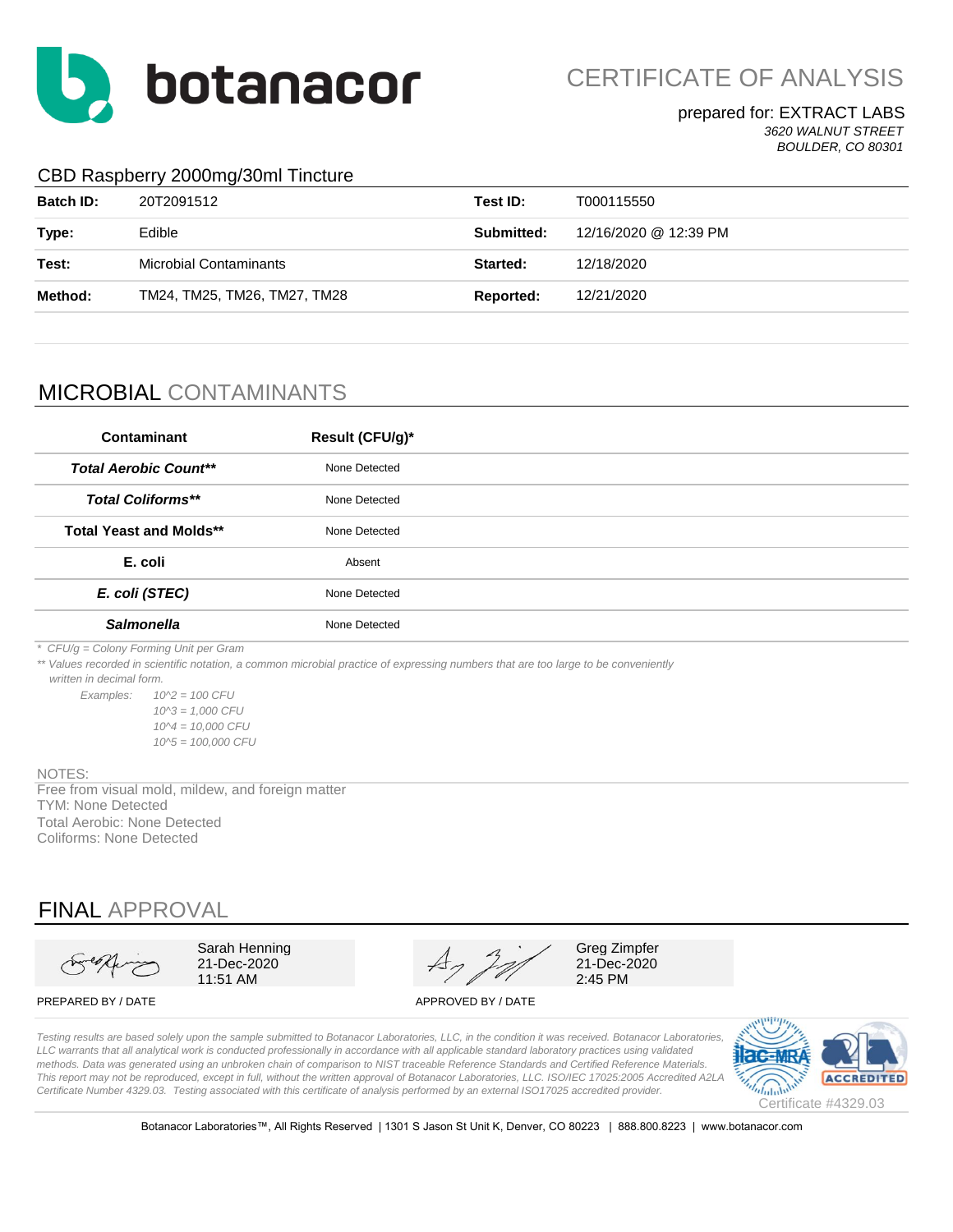botanacor

# CERTIFICATE OF ANALYSIS

prepared for: EXTRACT LABS
*3620 WALNUT STREET*
*BOULDER, CO 80301*

## CBD Raspberry 2000mg/30ml Tincture

| | | | |
|---|---|---|---|
| **Batch ID:** | 20T2091512 | **Test ID:** | T000115550 |
| **Type:** | Edible | **Submitted:** | 12/16/2020 @ 12:39 PM |
| **Test:** | Microbial Contaminants | **Started:** | 12/18/2020 |
| **Method:** | TM24, TM25, TM26, TM27, TM28 | **Reported:** | 12/21/2020 |

## MICROBIAL CONTAMINANTS

| Contaminant | Result (CFU/g)* |
|---|---|
| ***Total Aerobic Count**** | None Detected |
| ***Total Coliforms**** | None Detected |
| **Total Yeast and Molds**** | None Detected |
| **E. coli** | Absent |
| ***E. coli (STEC)*** | None Detected |
| ***Salmonella*** | None Detected |

*\* CFU/g = Colony Forming Unit per Gram*

*\*\* Values recorded in scientific notation, a common microbial practice of expressing numbers that are too large to be conveniently written in decimal form.*

*Examples:*
*10^2 = 100 CFU*
*10^3 = 1,000 CFU*
*10^4 = 10,000 CFU*
*10^5 = 100,000 CFU*

NOTES:
Free from visual mold, mildew, and foreign matter
TYM: None Detected
Total Aerobic: None Detected
Coliforms: None Detected

## FINAL APPROVAL

| PREPARED BY / DATE | APPROVED BY / DATE |
|---|---|
| Sarah Henning<br>21-Dec-2020<br>11:51 AM | Greg Zimpfer<br>21-Dec-2020<br>2:45 PM |

*Testing results are based solely upon the sample submitted to Botanacor Laboratories, LLC, in the condition it was received. Botanacor Laboratories, LLC warrants that all analytical work is conducted professionally in accordance with all applicable standard laboratory practices using validated methods. Data was generated using an unbroken chain of comparison to NIST traceable Reference Standards and Certified Reference Materials. This report may not be reproduced, except in full, without the written approval of Botanacor Laboratories, LLC. ISO/IEC 17025:2005 Accredited A2LA Certificate Number 4329.03. Testing associated with this certificate of analysis performed by an external ISO17025 accredited provider.*

Certificate #4329.03

Botanacor Laboratories™, All Rights Reserved | 1301 S Jason St Unit K, Denver, CO 80223 | 888.800.8223 | www.botanacor.com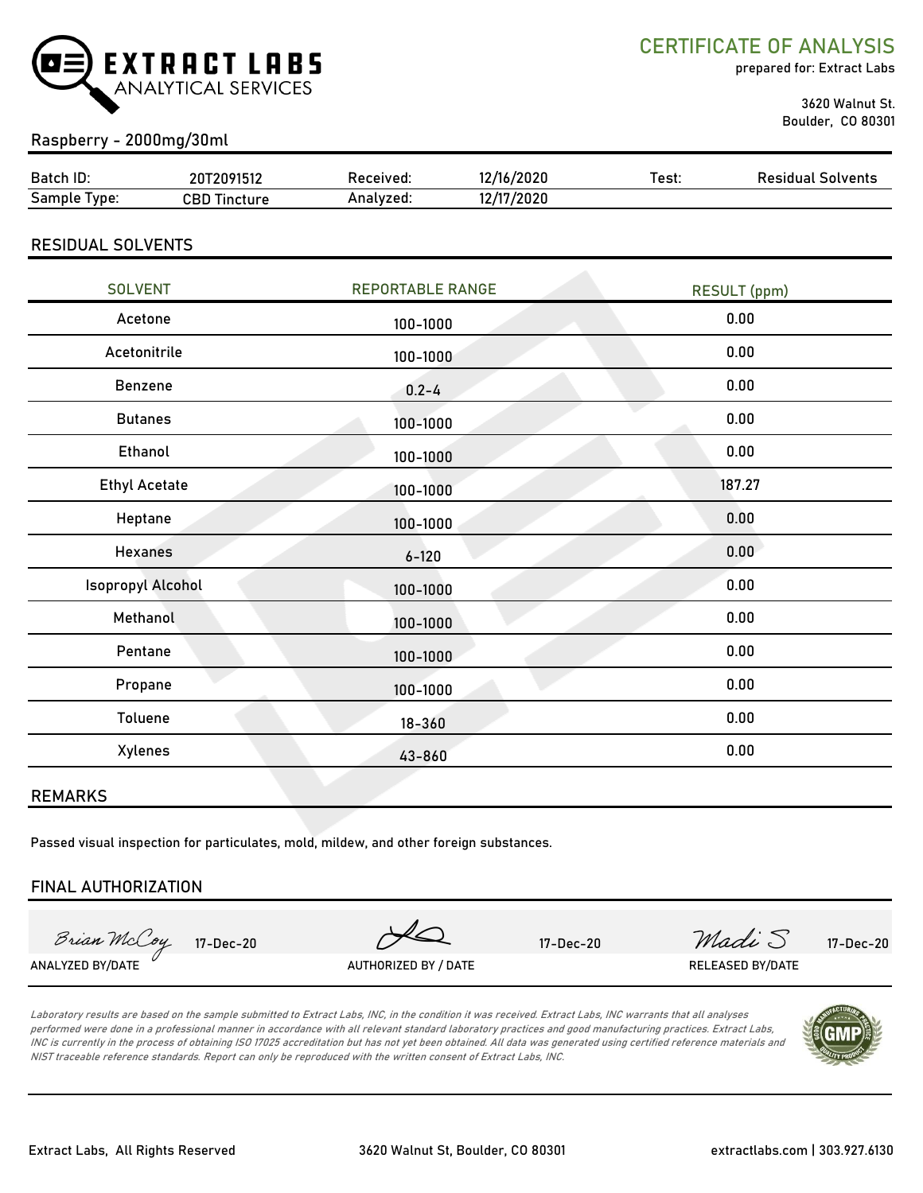**EXTRACT LABS** ANALYTICAL SERVICES

## CERTIFICATE OF ANALYSIS

prepared for: Extract Labs

3620 Walnut St.
Boulder, CO 80301

### Raspberry - 2000mg/30ml

| Batch ID: | 20T2091512 | Received: | 12/16/2020 | Test: | Residual Solvents |
|---|---|---|---|---|---|
| Sample Type: | CBD Tincture | Analyzed: | 12/17/2020 | | |

## RESIDUAL SOLVENTS

| SOLVENT | REPORTABLE RANGE | RESULT (ppm) |
|---|---|---|
| Acetone | 100-1000 | 0.00 |
| Acetonitrile | 100-1000 | 0.00 |
| Benzene | 0.2-4 | 0.00 |
| Butanes | 100-1000 | 0.00 |
| Ethanol | 100-1000 | 0.00 |
| Ethyl Acetate | 100-1000 | 187.27 |
| Heptane | 100-1000 | 0.00 |
| Hexanes | 6-120 | 0.00 |
| Isopropyl Alcohol | 100-1000 | 0.00 |
| Methanol | 100-1000 | 0.00 |
| Pentane | 100-1000 | 0.00 |
| Propane | 100-1000 | 0.00 |
| Toluene | 18-360 | 0.00 |
| Xylenes | 43-860 | 0.00 |

## REMARKS

Passed visual inspection for particulates, mold, mildew, and other foreign substances.

## FINAL AUTHORIZATION

| Brian McCoy 17-Dec-20 | 17-Dec-20 | Madi S 17-Dec-20 |
|---|---|---|
| ANALYZED BY/DATE | AUTHORIZED BY / DATE | RELEASED BY/DATE |

*Laboratory results are based on the sample submitted to Extract Labs, INC, in the condition it was received. Extract Labs, INC warrants that all analyses performed were done in a professional manner in accordance with all relevant standard laboratory practices and good manufacturing practices. Extract Labs, INC is currently in the process of obtaining ISO 17025 accreditation but has not yet been obtained. All data was generated using certified reference materials and NIST traceable reference standards. Report can only be reproduced with the written consent of Extract Labs, INC.*

Extract Labs, All Rights Reserved | 3620 Walnut St, Boulder, CO 80301 | extractlabs.com | 303.927.6130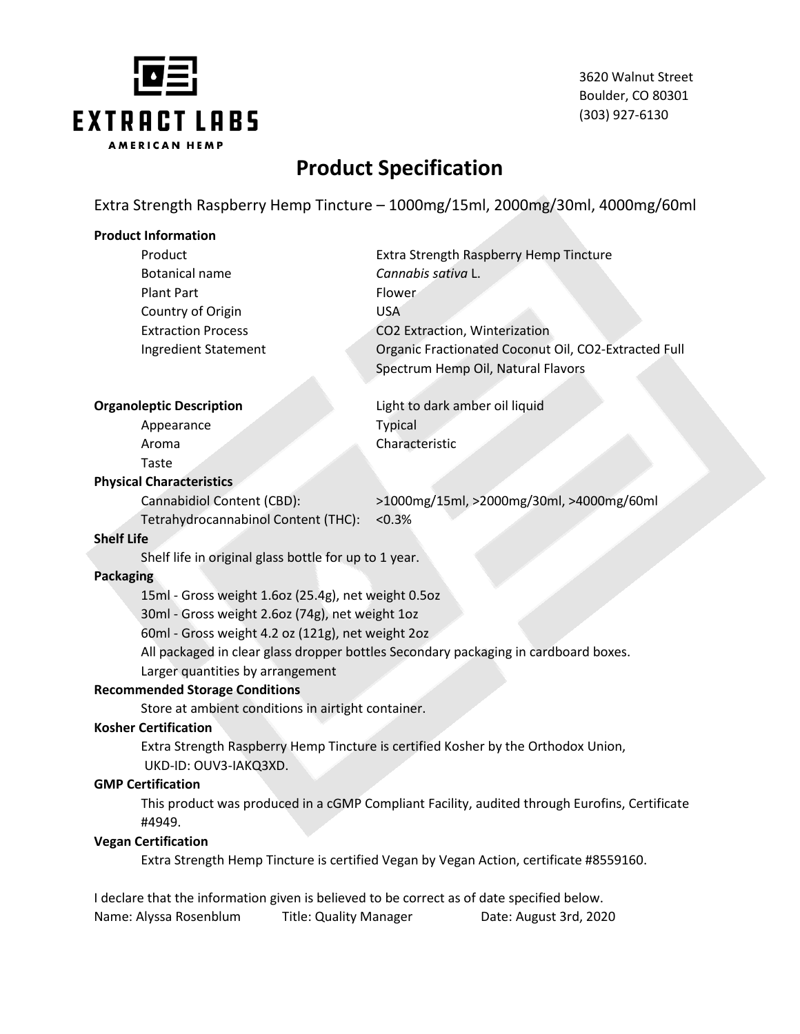EXTRACT LABS
AMERICAN HEMP

3620 Walnut Street
Boulder, CO 80301
(303) 927-6130

# Product Specification

Extra Strength Raspberry Hemp Tincture – 1000mg/15ml, 2000mg/30ml, 4000mg/60ml

**Product Information**

| | |
|---|---|
| Product | Extra Strength Raspberry Hemp Tincture |
| Botanical name | *Cannabis sativa* L. |
| Plant Part | Flower |
| Country of Origin | USA |
| Extraction Process | $CO_2$ Extraction, Winterization |
| Ingredient Statement | Organic Fractionated Coconut Oil, $CO_2$-Extracted Full Spectrum Hemp Oil, Natural Flavors |

**Organoleptic Description** Light to dark amber oil liquid

| | |
|---|---|
| Appearance | Typical |
| Aroma | Characteristic |
| Taste | |

**Physical Characteristics**

| | |
|---|---|
| Cannabidiol Content (CBD): | >1000mg/15ml, >2000mg/30ml, >4000mg/60ml |
| Tetrahydrocannabinol Content (THC): | <0.3% |

**Shelf Life**

Shelf life in original glass bottle for up to 1 year.

**Packaging**

15ml - Gross weight 1.6oz (25.4g), net weight 0.5oz
30ml - Gross weight 2.6oz (74g), net weight 1oz
60ml - Gross weight 4.2 oz (121g), net weight 2oz
All packaged in clear glass dropper bottles Secondary packaging in cardboard boxes.
Larger quantities by arrangement

**Recommended Storage Conditions**

Store at ambient conditions in airtight container.

**Kosher Certification**

Extra Strength Raspberry Hemp Tincture is certified Kosher by the Orthodox Union, UKD-ID: OUV3-IAKQ3XD.

**GMP Certification**

This product was produced in a cGMP Compliant Facility, audited through Eurofins, Certificate #4949.

**Vegan Certification**

Extra Strength Hemp Tincture is certified Vegan by Vegan Action, certificate #8559160.

I declare that the information given is believed to be correct as of date specified below.
Name: Alyssa Rosenblum Title: Quality Manager Date: August 3rd, 2020